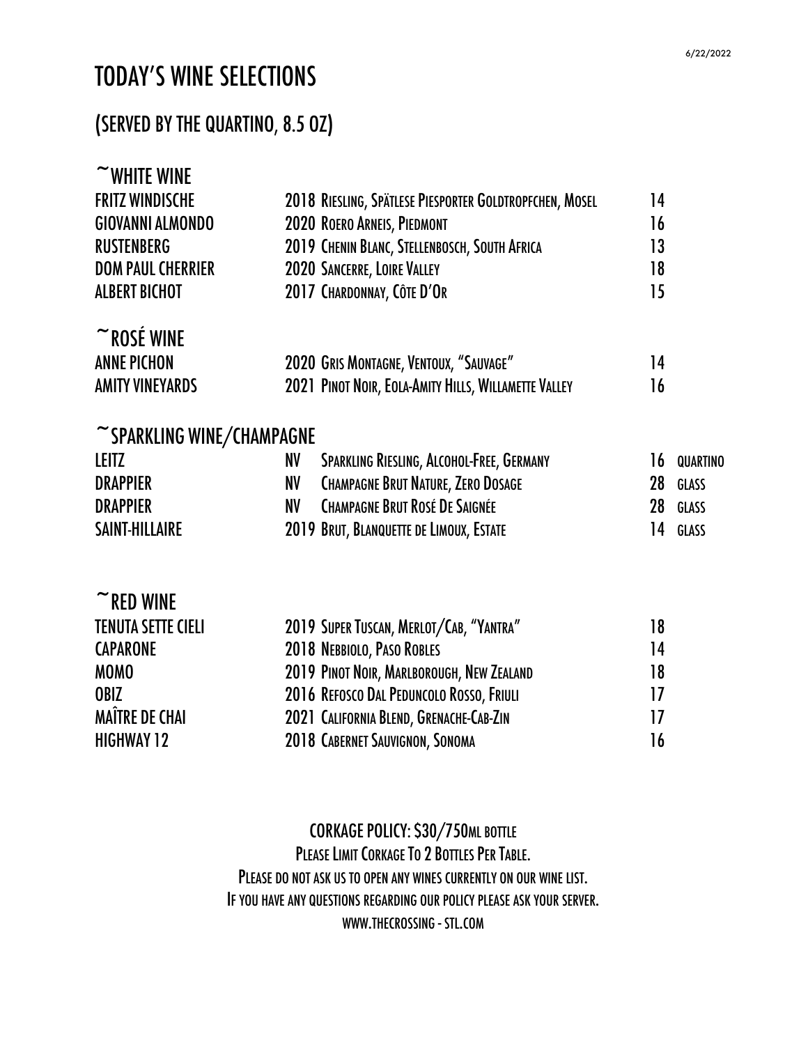6/22/2022

# TODAY'S WINE SELECTIONS

## (SERVED BY THE QUARTINO, 8.5 OZ)

### ~WHITE WINE

| | | |
|---|---|---|
| FRITZ WINDISCHE | 2018 RIESLING, SPÄTLESE PIESPORTER GOLDTROPFCHEN, MOSEL | 14 |
| GIOVANNI ALMONDO | 2020 ROERO ARNEIS, PIEDMONT | 16 |
| RUSTENBERG | 2019 CHENIN BLANC, STELLENBOSCH, SOUTH AFRICA | 13 |
| DOM PAUL CHERRIER | 2020 SANCERRE, LOIRE VALLEY | 18 |
| ALBERT BICHOT | 2017 CHARDONNAY, CÔTE D'OR | 15 |

### ~ROSÉ WINE

| | | |
|---|---|---|
| ANNE PICHON | 2020 GRIS MONTAGNE, VENTOUX, "SAUVAGE" | 14 |
| AMITY VINEYARDS | 2021 PINOT NOIR, EOLA-AMITY HILLS, WILLAMETTE VALLEY | 16 |

### ~SPARKLING WINE/CHAMPAGNE

| | | | | |
|---|---|---|---|---|
| LEITZ | NV | SPARKLING RIESLING, ALCOHOL-FREE, GERMANY | 16 | QUARTINO |
| DRAPPIER | NV | CHAMPAGNE BRUT NATURE, ZERO DOSAGE | 28 | GLASS |
| DRAPPIER | NV | CHAMPAGNE BRUT ROSÉ DE SAIGNÉE | 28 | GLASS |
| SAINT-HILLAIRE | 2019 | BRUT, BLANQUETTE DE LIMOUX, ESTATE | 14 | GLASS |

### ~RED WINE

| | | |
|---|---|---|
| TENUTA SETTE CIELI | 2019 SUPER TUSCAN, MERLOT/CAB, "YANTRA" | 18 |
| CAPARONE | 2018 NEBBIOLO, PASO ROBLES | 14 |
| MOMO | 2019 PINOT NOIR, MARLBOROUGH, NEW ZEALAND | 18 |
| OBIZ | 2016 REFOSCO DAL PEDUNCOLO ROSSO, FRIULI | 17 |
| MAÎTRE DE CHAI | 2021 CALIFORNIA BLEND, GRENACHE-CAB-ZIN | 17 |
| HIGHWAY 12 | 2018 CABERNET SAUVIGNON, SONOMA | 16 |

CORKAGE POLICY: $30/750ML BOTTLE

PLEASE LIMIT CORKAGE TO 2 BOTTLES PER TABLE.

PLEASE DO NOT ASK US TO OPEN ANY WINES CURRENTLY ON OUR WINE LIST.

IF YOU HAVE ANY QUESTIONS REGARDING OUR POLICY PLEASE ASK YOUR SERVER.

WWW.THECROSSING - STL.COM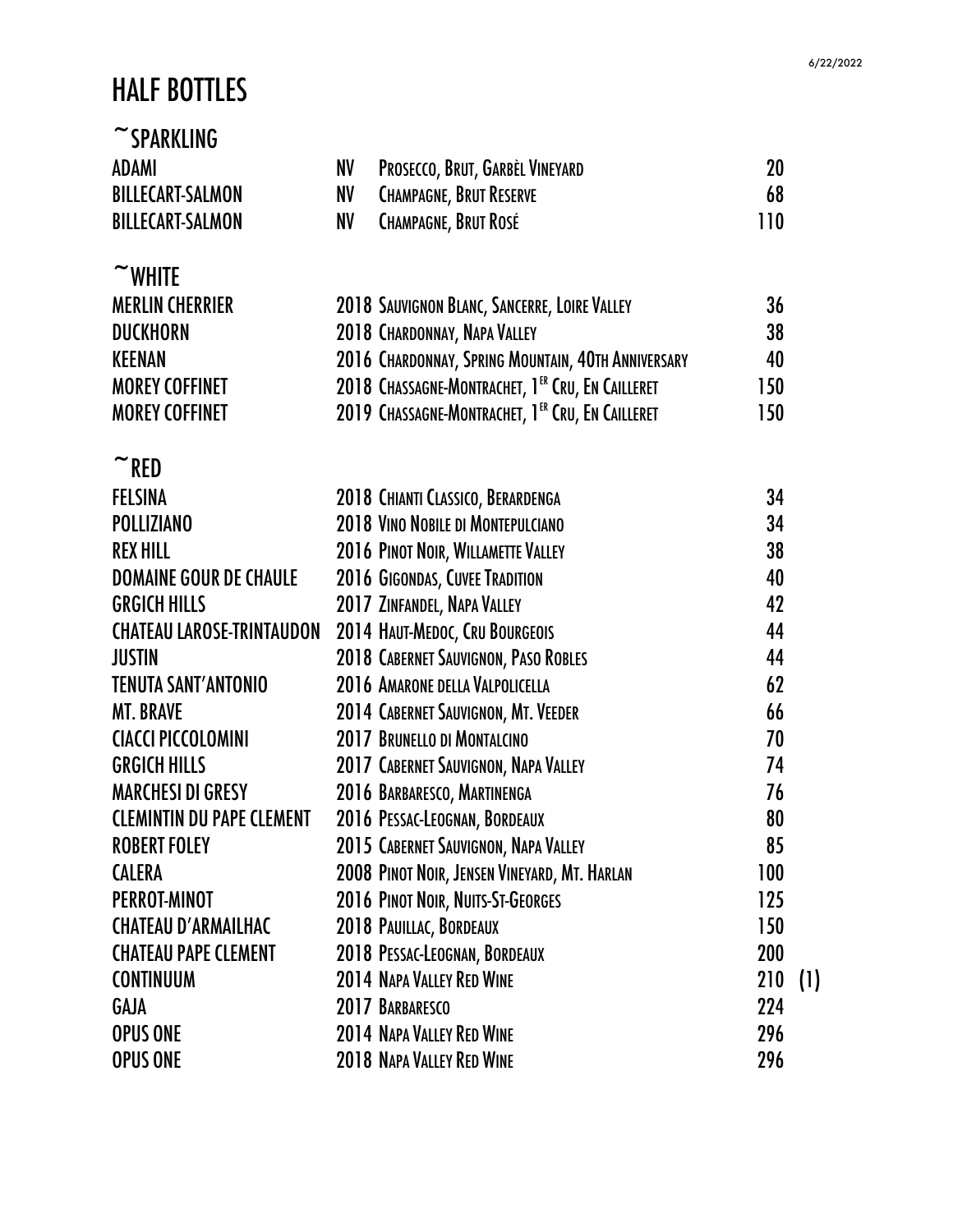# HALF BOTTLES

## ~SPARKLING

| | | | |
|---|---|---|---|
| ADAMI | NV | PROSECCO, BRUT, GARBÈL VINEYARD | 20 |
| BILLECART-SALMON | NV | CHAMPAGNE, BRUT RESERVE | 68 |
| BILLECART-SALMON | NV | CHAMPAGNE, BRUT ROSÉ | 110 |

## ~WHITE

| | | | |
|---|---|---|---|
| MERLIN CHERRIER | 2018 | SAUVIGNON BLANC, SANCERRE, LOIRE VALLEY | 36 |
| DUCKHORN | 2018 | CHARDONNAY, NAPA VALLEY | 38 |
| KEENAN | 2016 | CHARDONNAY, SPRING MOUNTAIN, 40TH ANNIVERSARY | 40 |
| MOREY COFFINET | 2018 | CHASSAGNE-MONTRACHET, 1ER CRU, EN CAILLERET | 150 |
| MOREY COFFINET | 2019 | CHASSAGNE-MONTRACHET, 1ER CRU, EN CAILLERET | 150 |

## ~RED

| | | | | |
|---|---|---|---|---|
| FELSINA | 2018 | CHIANTI CLASSICO, BERARDENGA | 34 | |
| POLLIZIANO | 2018 | VINO NOBILE DI MONTEPULCIANO | 34 | |
| REX HILL | 2016 | PINOT NOIR, WILLAMETTE VALLEY | 38 | |
| DOMAINE GOUR DE CHAULE | 2016 | GIGONDAS, CUVEE TRADITION | 40 | |
| GRGICH HILLS | 2017 | ZINFANDEL, NAPA VALLEY | 42 | |
| CHATEAU LAROSE-TRINTAUDON | 2014 | HAUT-MEDOC, CRU BOURGEOIS | 44 | |
| JUSTIN | 2018 | CABERNET SAUVIGNON, PASO ROBLES | 44 | |
| TENUTA SANT'ANTONIO | 2016 | AMARONE DELLA VALPOLICELLA | 62 | |
| MT. BRAVE | 2014 | CABERNET SAUVIGNON, MT. VEEDER | 66 | |
| CIACCI PICCOLOMINI | 2017 | BRUNELLO DI MONTALCINO | 70 | |
| GRGICH HILLS | 2017 | CABERNET SAUVIGNON, NAPA VALLEY | 74 | |
| MARCHESI DI GRESY | 2016 | BARBARESCO, MARTINENGA | 76 | |
| CLEMINTIN DU PAPE CLEMENT | 2016 | PESSAC-LEOGNAN, BORDEAUX | 80 | |
| ROBERT FOLEY | 2015 | CABERNET SAUVIGNON, NAPA VALLEY | 85 | |
| CALERA | 2008 | PINOT NOIR, JENSEN VINEYARD, MT. HARLAN | 100 | |
| PERROT-MINOT | 2016 | PINOT NOIR, NUITS-ST-GEORGES | 125 | |
| CHATEAU D'ARMAILHAC | 2018 | PAUILLAC, BORDEAUX | 150 | |
| CHATEAU PAPE CLEMENT | 2018 | PESSAC-LEOGNAN, BORDEAUX | 200 | |
| CONTINUUM | 2014 | NAPA VALLEY RED WINE | 210 | (1) |
| GAJA | 2017 | BARBARESCO | 224 | |
| OPUS ONE | 2014 | NAPA VALLEY RED WINE | 296 | |
| OPUS ONE | 2018 | NAPA VALLEY RED WINE | 296 | |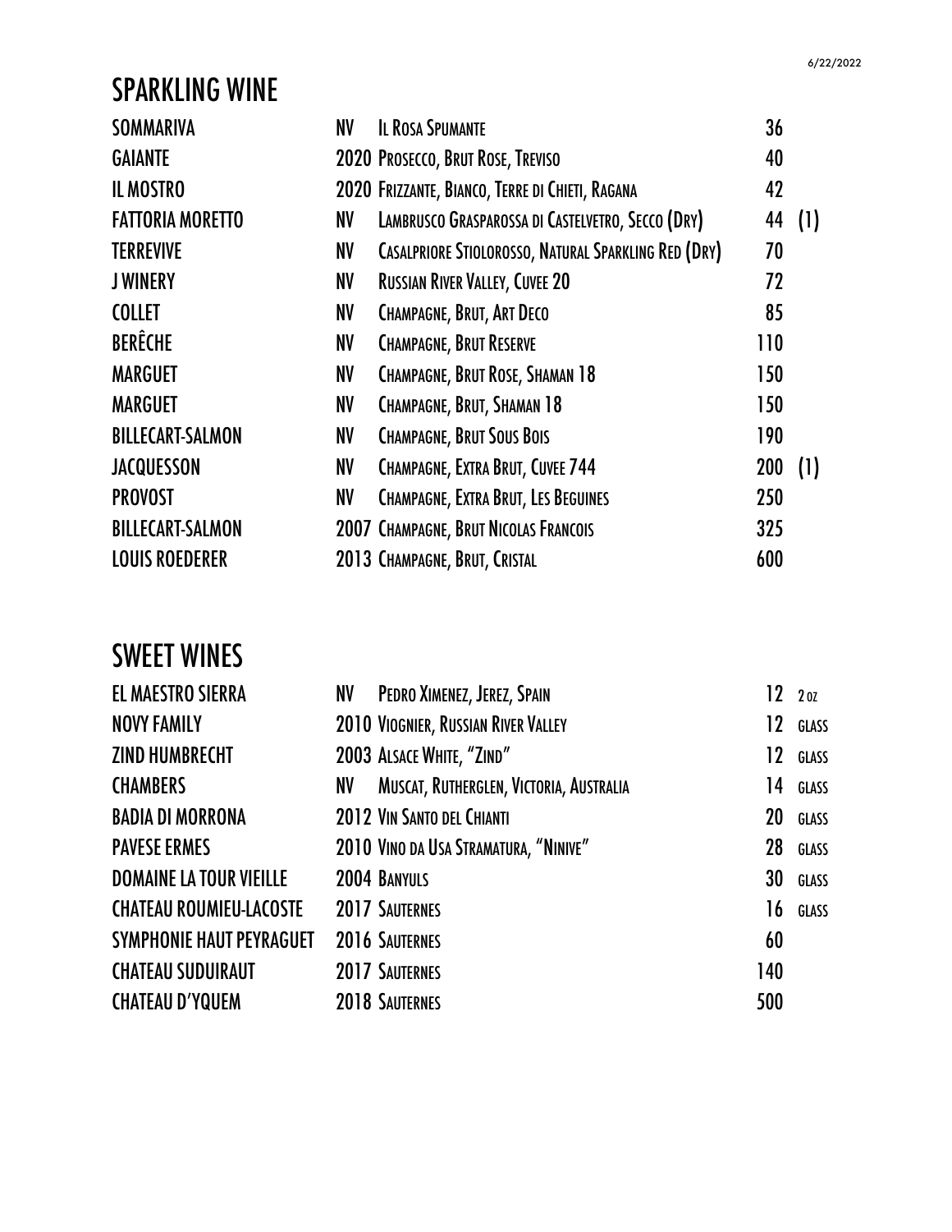## SPARKLING WINE

| Producer | Vintage | Wine | Price | |
|---|---|---|---|---|
| SOMMARIVA | NV | Il Rosa Spumante | 36 | |
| GAIANTE | 2020 | Prosecco, Brut Rose, Treviso | 40 | |
| IL MOSTRO | 2020 | Frizzante, Bianco, Terre di Chieti, Ragana | 42 | |
| FATTORIA MORETTO | NV | Lambrusco Grasparossa di Castelvetro, Secco (Dry) | 44 | (1) |
| TERREVIVE | NV | Casalpriore Stiolorosso, Natural Sparkling Red (Dry) | 70 | |
| J WINERY | NV | Russian River Valley, Cuvee 20 | 72 | |
| COLLET | NV | Champagne, Brut, Art Deco | 85 | |
| BERÊCHE | NV | Champagne, Brut Reserve | 110 | |
| MARGUET | NV | Champagne, Brut Rose, Shaman 18 | 150 | |
| MARGUET | NV | Champagne, Brut, Shaman 18 | 150 | |
| BILLECART-SALMON | NV | Champagne, Brut Sous Bois | 190 | |
| JACQUESSON | NV | Champagne, Extra Brut, Cuvee 744 | 200 | (1) |
| PROVOST | NV | Champagne, Extra Brut, Les Beguines | 250 | |
| BILLECART-SALMON | 2007 | Champagne, Brut Nicolas Francois | 325 | |
| LOUIS ROEDERER | 2013 | Champagne, Brut, Cristal | 600 | |

## SWEET WINES

| Producer | Vintage | Wine | Price | |
|---|---|---|---|---|
| EL MAESTRO SIERRA | NV | Pedro Ximenez, Jerez, Spain | 12 | 2 oz |
| NOVY FAMILY | 2010 | Viognier, Russian River Valley | 12 | glass |
| ZIND HUMBRECHT | 2003 | Alsace White, "Zind" | 12 | glass |
| CHAMBERS | NV | Muscat, Rutherglen, Victoria, Australia | 14 | glass |
| BADIA DI MORRONA | 2012 | Vin Santo del Chianti | 20 | glass |
| PAVESE ERMES | 2010 | Vino da Usa Stramatura, "Ninive" | 28 | glass |
| DOMAINE LA TOUR VIEILLE | 2004 | Banyuls | 30 | glass |
| CHATEAU ROUMIEU-LACOSTE | 2017 | Sauternes | 16 | glass |
| SYMPHONIE HAUT PEYRAGUET | 2016 | Sauternes | 60 | |
| CHATEAU SUDUIRAUT | 2017 | Sauternes | 140 | |
| CHATEAU D'YQUEM | 2018 | Sauternes | 500 | |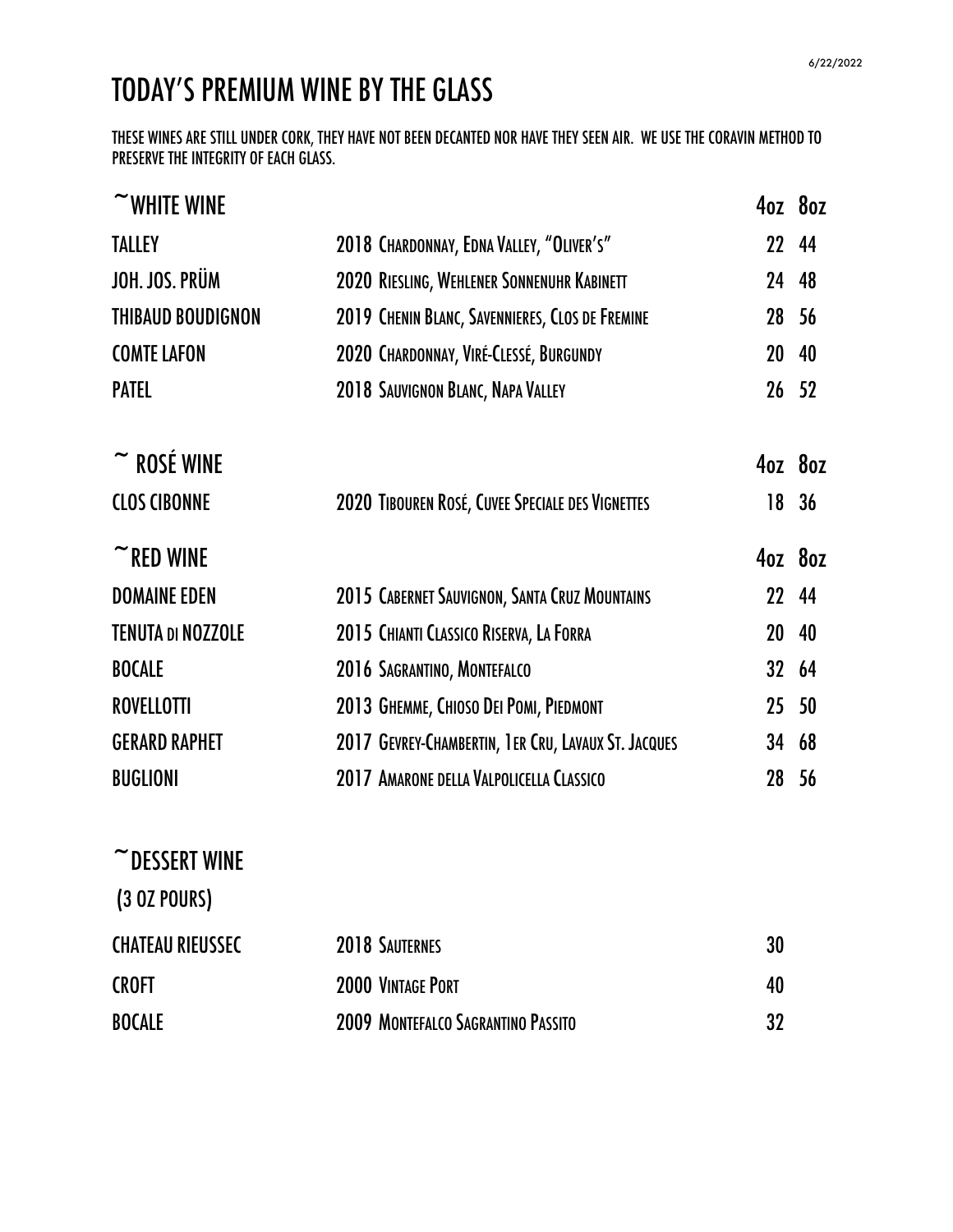6/22/2022

# TODAY'S PREMIUM WINE BY THE GLASS

THESE WINES ARE STILL UNDER CORK, THEY HAVE NOT BEEN DECANTED NOR HAVE THEY SEEN AIR. WE USE THE CORAVIN METHOD TO PRESERVE THE INTEGRITY OF EACH GLASS.

## ~WHITE WINE

| | | 4oz | 8oz |
|---|---|---|---|
| TALLEY | 2018 CHARDONNAY, EDNA VALLEY, "OLIVER'S" | 22 | 44 |
| JOH. JOS. PRÜM | 2020 RIESLING, WEHLENER SONNENUHR KABINETT | 24 | 48 |
| THIBAUD BOUDIGNON | 2019 CHENIN BLANC, SAVENNIERES, CLOS DE FREMINE | 28 | 56 |
| COMTE LAFON | 2020 CHARDONNAY, VIRÉ-CLESSÉ, BURGUNDY | 20 | 40 |
| PATEL | 2018 SAUVIGNON BLANC, NAPA VALLEY | 26 | 52 |

## ~ ROSÉ WINE

| | | 4oz | 8oz |
|---|---|---|---|
| CLOS CIBONNE | 2020 TIBOUREN ROSÉ, CUVEE SPECIALE DES VIGNETTES | 18 | 36 |

## ~RED WINE

| | | 4oz | 8oz |
|---|---|---|---|
| DOMAINE EDEN | 2015 CABERNET SAUVIGNON, SANTA CRUZ MOUNTAINS | 22 | 44 |
| TENUTA DI NOZZOLE | 2015 CHIANTI CLASSICO RISERVA, LA FORRA | 20 | 40 |
| BOCALE | 2016 SAGRANTINO, MONTEFALCO | 32 | 64 |
| ROVELLOTTI | 2013 GHEMME, CHIOSO DEI POMI, PIEDMONT | 25 | 50 |
| GERARD RAPHET | 2017 GEVREY-CHAMBERTIN, 1ER CRU, LAVAUX ST. JACQUES | 34 | 68 |
| BUGLIONI | 2017 AMARONE DELLA VALPOLICELLA CLASSICO | 28 | 56 |

## ~DESSERT WINE

(3 OZ POURS)

| | | |
|---|---|---|
| CHATEAU RIEUSSEC | 2018 SAUTERNES | 30 |
| CROFT | 2000 VINTAGE PORT | 40 |
| BOCALE | 2009 MONTEFALCO SAGRANTINO PASSITO | 32 |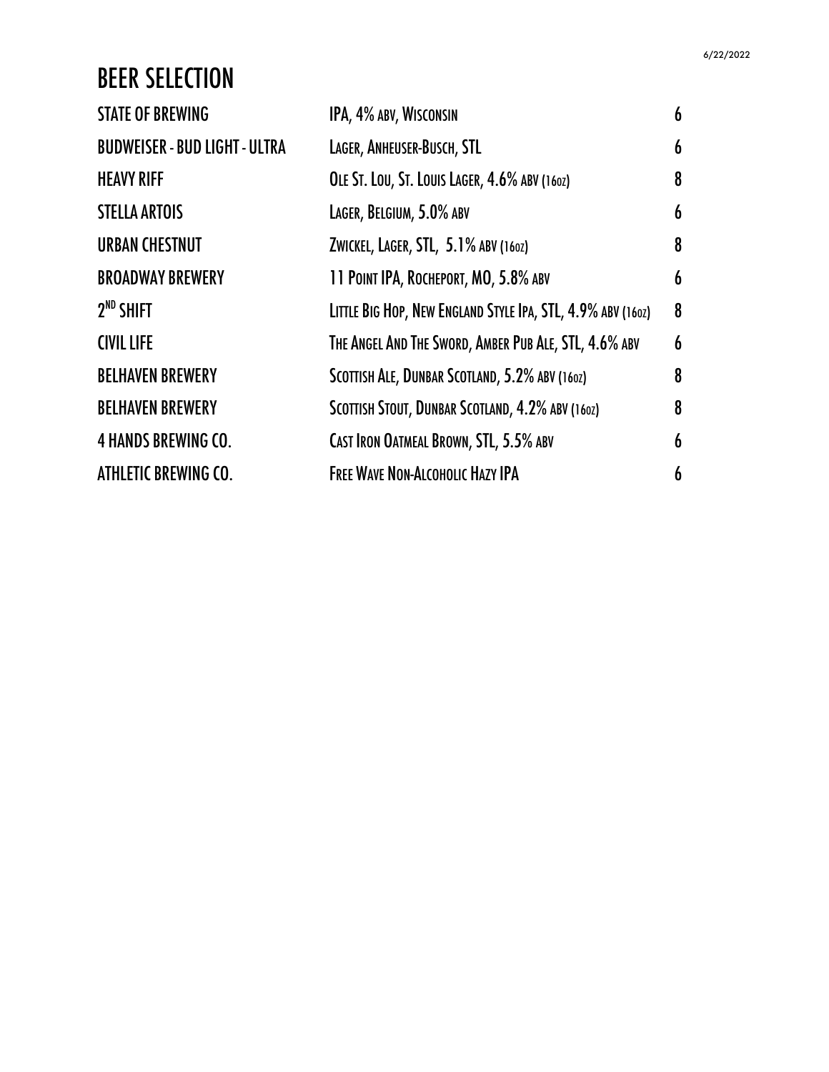# BEER SELECTION

| | | |
|---|---|---|
| STATE OF BREWING | IPA, 4% ABV, WISCONSIN | 6 |
| BUDWEISER - BUD LIGHT - ULTRA | LAGER, ANHEUSER-BUSCH, STL | 6 |
| HEAVY RIFF | OLE ST. LOU, ST. LOUIS LAGER, 4.6% ABV (16OZ) | 8 |
| STELLA ARTOIS | LAGER, BELGIUM, 5.0% ABV | 6 |
| URBAN CHESTNUT | ZWICKEL, LAGER, STL, 5.1% ABV (16OZ) | 8 |
| BROADWAY BREWERY | 11 POINT IPA, ROCHEPORT, MO, 5.8% ABV | 6 |
| 2ND SHIFT | LITTLE BIG HOP, NEW ENGLAND STYLE IPA, STL, 4.9% ABV (16OZ) | 8 |
| CIVIL LIFE | THE ANGEL AND THE SWORD, AMBER PUB ALE, STL, 4.6% ABV | 6 |
| BELHAVEN BREWERY | SCOTTISH ALE, DUNBAR SCOTLAND, 5.2% ABV (16OZ) | 8 |
| BELHAVEN BREWERY | SCOTTISH STOUT, DUNBAR SCOTLAND, 4.2% ABV (16OZ) | 8 |
| 4 HANDS BREWING CO. | CAST IRON OATMEAL BROWN, STL, 5.5% ABV | 6 |
| ATHLETIC BREWING CO. | FREE WAVE NON-ALCOHOLIC HAZY IPA | 6 |